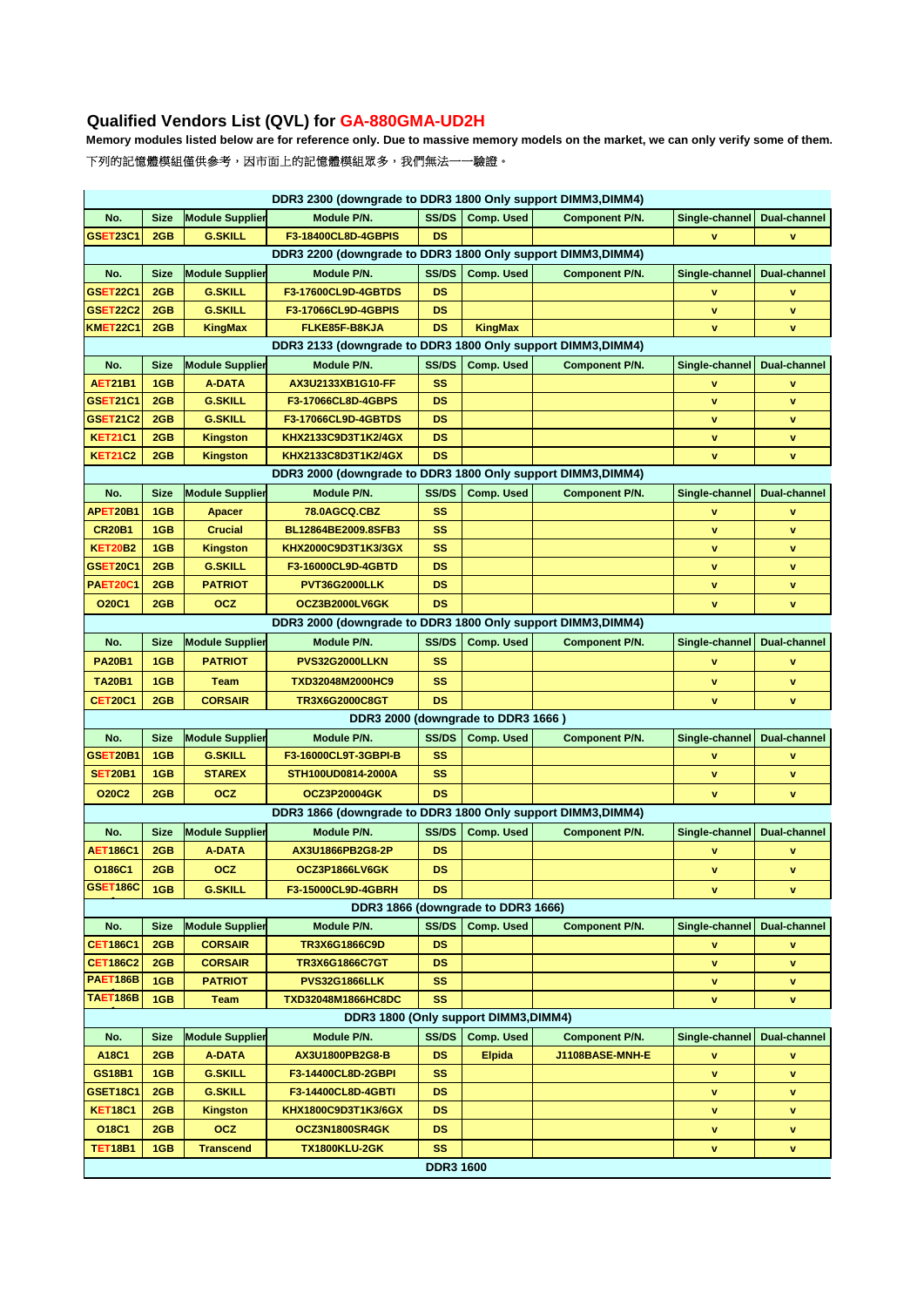# Qualified Vendors List (QVL) for GA-880GMA-UD2H

**Memory modules listed below are for reference only. Due to massive memory models on the market, we can only verify some of them.**

下列的記憶體模組僅供參考，因市面上的記憶體模組眾多，我們無法一一驗證。

| DDR3 2300 (downgrade to DDR3 1800 Only support DIMM3,DIMM4) | | | | | | | | |
|---|---|---|---|---|---|---|---|---|
| **No.** | **Size** | **Module Supplier** | **Module P/N.** | **SS/DS** | **Comp. Used** | **Component P/N.** | **Single-channel** | **Dual-channel** |
| GSET23C1 | 2GB | G.SKILL | F3-18400CL8D-4GBPIS | DS | | | v | v |
| **DDR3 2200 (downgrade to DDR3 1800 Only support DIMM3,DIMM4)** | | | | | | | | |
| **No.** | **Size** | **Module Supplier** | **Module P/N.** | **SS/DS** | **Comp. Used** | **Component P/N.** | **Single-channel** | **Dual-channel** |
| GSET22C1 | 2GB | G.SKILL | F3-17600CL9D-4GBTDS | DS | | | v | v |
| GSET22C2 | 2GB | G.SKILL | F3-17066CL9D-4GBPIS | DS | | | v | v |
| KMET22C1 | 2GB | KingMax | FLKE85F-B8KJA | DS | KingMax | | v | v |
| **DDR3 2133 (downgrade to DDR3 1800 Only support DIMM3,DIMM4)** | | | | | | | | |
| **No.** | **Size** | **Module Supplier** | **Module P/N.** | **SS/DS** | **Comp. Used** | **Component P/N.** | **Single-channel** | **Dual-channel** |
| AET21B1 | 1GB | A-DATA | AX3U2133XB1G10-FF | SS | | | v | v |
| GSET21C1 | 2GB | G.SKILL | F3-17066CL8D-4GBPS | DS | | | v | v |
| GSET21C2 | 2GB | G.SKILL | F3-17066CL9D-4GBTDS | DS | | | v | v |
| KET21C1 | 2GB | Kingston | KHX2133C9D3T1K2/4GX | DS | | | v | v |
| KET21C2 | 2GB | Kingston | KHX2133C8D3T1K2/4GX | DS | | | v | v |
| **DDR3 2000 (downgrade to DDR3 1800 Only support DIMM3,DIMM4)** | | | | | | | | |
| **No.** | **Size** | **Module Supplier** | **Module P/N.** | **SS/DS** | **Comp. Used** | **Component P/N.** | **Single-channel** | **Dual-channel** |
| APET20B1 | 1GB | Apacer | 78.0AGCQ.CBZ | SS | | | v | v |
| CR20B1 | 1GB | Crucial | BL12864BE2009.8SFB3 | SS | | | v | v |
| KET20B2 | 1GB | Kingston | KHX2000C9D3T1K3/3GX | SS | | | v | v |
| GSET20C1 | 2GB | G.SKILL | F3-16000CL9D-4GBTD | DS | | | v | v |
| PAET20C1 | 2GB | PATRIOT | PVT36G2000LLK | DS | | | v | v |
| O20C1 | 2GB | OCZ | OCZ3B2000LV6GK | DS | | | v | v |
| **DDR3 2000 (downgrade to DDR3 1800 Only support DIMM3,DIMM4)** | | | | | | | | |
| **No.** | **Size** | **Module Supplier** | **Module P/N.** | **SS/DS** | **Comp. Used** | **Component P/N.** | **Single-channel** | **Dual-channel** |
| PA20B1 | 1GB | PATRIOT | PVS32G2000LLKN | SS | | | v | v |
| TA20B1 | 1GB | Team | TXD32048M2000HC9 | SS | | | v | v |
| CET20C1 | 2GB | CORSAIR | TR3X6G2000C8GT | DS | | | v | v |
| **DDR3 2000 (downgrade to DDR3 1666 )** | | | | | | | | |
| **No.** | **Size** | **Module Supplier** | **Module P/N.** | **SS/DS** | **Comp. Used** | **Component P/N.** | **Single-channel** | **Dual-channel** |
| GSET20B1 | 1GB | G.SKILL | F3-16000CL9T-3GBPI-B | SS | | | v | v |
| SET20B1 | 1GB | STAREX | STH100UD0814-2000A | SS | | | v | v |
| O20C2 | 2GB | OCZ | OCZ3P20004GK | DS | | | v | v |
| **DDR3 1866 (downgrade to DDR3 1800 Only support DIMM3,DIMM4)** | | | | | | | | |
| **No.** | **Size** | **Module Supplier** | **Module P/N.** | **SS/DS** | **Comp. Used** | **Component P/N.** | **Single-channel** | **Dual-channel** |
| AET186C1 | 2GB | A-DATA | AX3U1866PB2G8-2P | DS | | | v | v |
| O186C1 | 2GB | OCZ | OCZ3P1866LV6GK | DS | | | v | v |
| GSET186C | 1GB | G.SKILL | F3-15000CL9D-4GBRH | DS | | | v | v |
| **DDR3 1866 (downgrade to DDR3 1666)** | | | | | | | | |
| **No.** | **Size** | **Module Supplier** | **Module P/N.** | **SS/DS** | **Comp. Used** | **Component P/N.** | **Single-channel** | **Dual-channel** |
| CET186C1 | 2GB | CORSAIR | TR3X6G1866C9D | DS | | | v | v |
| CET186C2 | 2GB | CORSAIR | TR3X6G1866C7GT | DS | | | v | v |
| PAET186B | 1GB | PATRIOT | PVS32G1866LLK | SS | | | v | v |
| TAET186B | 1GB | Team | TXD32048M1866HC8DC | SS | | | v | v |
| **DDR3 1800 (Only support DIMM3,DIMM4)** | | | | | | | | |
| **No.** | **Size** | **Module Supplier** | **Module P/N.** | **SS/DS** | **Comp. Used** | **Component P/N.** | **Single-channel** | **Dual-channel** |
| A18C1 | 2GB | A-DATA | AX3U1800PB2G8-B | DS | Elpida | J1108BASE-MNH-E | v | v |
| GS18B1 | 1GB | G.SKILL | F3-14400CL8D-2GBPI | SS | | | v | v |
| GSET18C1 | 2GB | G.SKILL | F3-14400CL8D-4GBTI | DS | | | v | v |
| KET18C1 | 2GB | Kingston | KHX1800C9D3T1K3/6GX | DS | | | v | v |
| O18C1 | 2GB | OCZ | OCZ3N1800SR4GK | DS | | | v | v |
| TET18B1 | 1GB | Transcend | TX1800KLU-2GK | SS | | | v | v |
| **DDR3 1600** | | | | | | | | |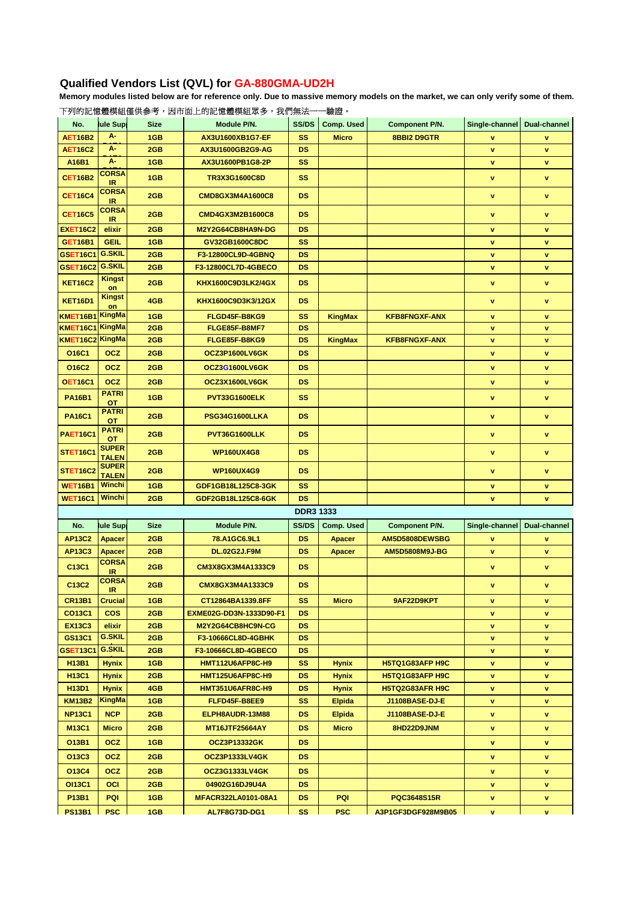## Qualified Vendors List (QVL) for GA-880GMA-UD2H

**Memory modules listed below are for reference only. Due to massive memory models on the market, we can only verify some of them.**

下列的記憶體模組僅供參考，因市面上的記憶體模組眾多，我們無法一一驗證。

| No. | lule Sup | Size | Module P/N. | SS/DS | Comp. Used | Component P/N. | Single-channel | Dual-channel |
|---|---|---|---|---|---|---|---|---|
| AET16B2 | A-DATA | 1GB | AX3U1600XB1G7-EF | SS | Micro | 8BBI2 D9GTR | v | v |
| AET16C2 | A-DATA | 2GB | AX3U1600GB2G9-AG | DS | | | v | v |
| A16B1 | A-DATA | 1GB | AX3U1600PB1G8-2P | SS | | | v | v |
| CET16B2 | CORSAIR | 1GB | TR3X3G1600C8D | SS | | | v | v |
| CET16C4 | CORSAIR | 2GB | CMD8GX3M4A1600C8 | DS | | | v | v |
| CET16C5 | CORSAIR | 2GB | CMD4GX3M2B1600C8 | DS | | | v | v |
| EXET16C2 | elixir | 2GB | M2Y2G64CB8HA9N-DG | DS | | | v | v |
| GET16B1 | GEIL | 1GB | GV32GB1600C8DC | SS | | | v | v |
| GSET16C1 | G.SKILL | 2GB | F3-12800CL9D-4GBNQ | DS | | | v | v |
| GSET16C2 | G.SKILL | 2GB | F3-12800CL7D-4GBECO | DS | | | v | v |
| KET16C2 | Kingston | 2GB | KHX1600C9D3LK2/4GX | DS | | | v | v |
| KET16D1 | Kingston | 4GB | KHX1600C9D3K3/12GX | DS | | | v | v |
| KMET16B1 | KingMax | 1GB | FLGD45F-B8KG9 | SS | KingMax | KFB8FNGXF-ANX | v | v |
| KMET16C1 | KingMax | 2GB | FLGE85F-B8MF7 | DS | | | v | v |
| KMET16C2 | KingMax | 2GB | FLGE85F-B8KG9 | DS | KingMax | KFB8FNGXF-ANX | v | v |
| O16C1 | OCZ | 2GB | OCZ3P1600LV6GK | DS | | | v | v |
| O16C2 | OCZ | 2GB | OCZ3G1600LV6GK | DS | | | v | v |
| OET16C1 | OCZ | 2GB | OCZ3X1600LV6GK | DS | | | v | v |
| PA16B1 | PATRIOT | 1GB | PVT33G1600ELK | SS | | | v | v |
| PA16C1 | PATRIOT | 2GB | PSG34G1600LLKA | DS | | | v | v |
| PAET16C1 | PATRIOT | 2GB | PVT36G1600LLK | DS | | | v | v |
| STET16C1 | SUPER TALENT | 2GB | WP160UX4G8 | DS | | | v | v |
| STET16C2 | SUPER TALENT | 2GB | WP160UX4G9 | DS | | | v | v |
| WET16B1 | Winchi | 1GB | GDF1GB18L125C8-3GK | SS | | | v | v |
| WET16C1 | Winchi | 2GB | GDF2GB18L125C8-6GK | DS | | | v | v |
| **DDR3 1333** | | | | | | | | |
| No. | lule Sup | Size | Module P/N. | SS/DS | Comp. Used | Component P/N. | Single-channel | Dual-channel |
| AP13C2 | Apacer | 2GB | 78.A1GC6.9L1 | DS | Apacer | AM5D5808DEWSBG | v | v |
| AP13C3 | Apacer | 2GB | DL.02G2J.F9M | DS | Apacer | AM5D5808M9J-BG | v | v |
| C13C1 | CORSAIR | 2GB | CM3X8GX3M4A1333C9 | DS | | | v | v |
| C13C2 | CORSAIR | 2GB | CMX8GX3M4A1333C9 | DS | | | v | v |
| CR13B1 | Crucial | 1GB | CT12864BA1339.8FF | SS | Micro | 9AF22D9KPT | v | v |
| CO13C1 | COS | 2GB | EXME02G-DD3N-1333D90-F1 | DS | | | v | v |
| EX13C3 | elixir | 2GB | M2Y2G64CB8HC9N-CG | DS | | | v | v |
| GS13C1 | G.SKILL | 2GB | F3-10666CL8D-4GBHK | DS | | | v | v |
| GSET13C1 | G.SKILL | 2GB | F3-10666CL8D-4GBECO | DS | | | v | v |
| H13B1 | Hynix | 1GB | HMT112U6AFP8C-H9 | SS | Hynix | H5TQ1G83AFP H9C | v | v |
| H13C1 | Hynix | 2GB | HMT125U6AFP8C-H9 | DS | Hynix | H5TQ1G83AFP H9C | v | v |
| H13D1 | Hynix | 4GB | HMT351U6AFR8C-H9 | DS | Hynix | H5TQ2G83AFR H9C | v | v |
| KM13B2 | KingMax | 1GB | FLFD45F-B8EE9 | SS | Elpida | J1108BASE-DJ-E | v | v |
| NP13C1 | NCP | 2GB | ELPH8AUDR-13M88 | DS | Elpida | J1108BASE-DJ-E | v | v |
| M13C1 | Micro | 2GB | MT16JTF25664AY | DS | Micro | 8HD22D9JNM | v | v |
| O13B1 | OCZ | 1GB | OCZ3P13332GK | DS | | | v | v |
| O13C3 | OCZ | 2GB | OCZ3P1333LV4GK | DS | | | v | v |
| O13C4 | OCZ | 2GB | OCZ3G1333LV4GK | DS | | | v | v |
| OI13C1 | OCI | 2GB | 04902G16DJ9U4A | DS | | | v | v |
| P13B1 | PQI | 1GB | MFACR322LA0101-08A1 | DS | PQI | PQC3648S15R | v | v |
| PS13B1 | PSC | 1GB | AL7F8G73D-DG1 | SS | PSC | A3P1GF3DGF928M9B05 | v | v |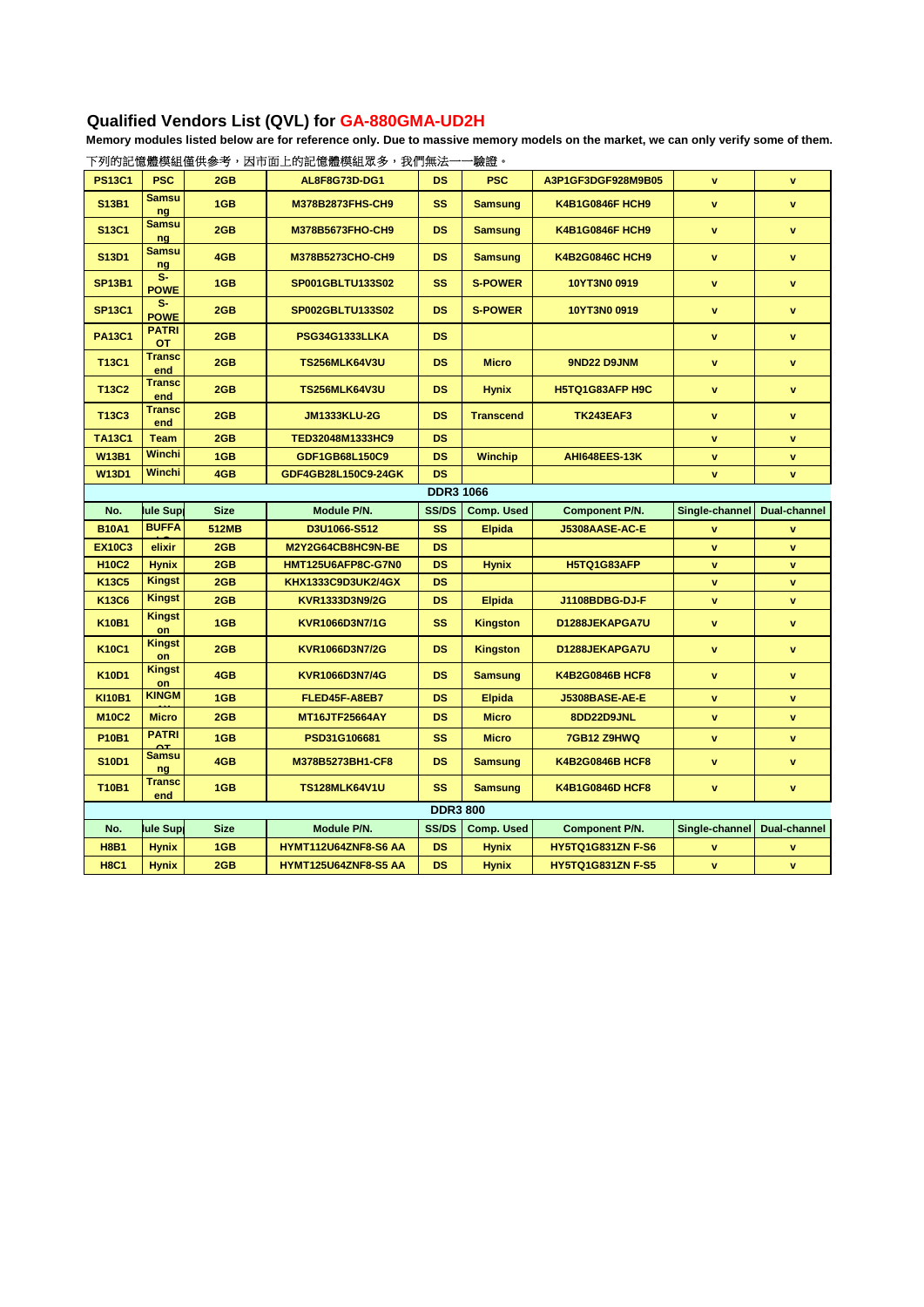## Qualified Vendors List (QVL) for GA-880GMA-UD2H

**Memory modules listed below are for reference only. Due to massive memory models on the market, we can only verify some of them.**

下列的記憶體模組僅供參考，因市面上的記憶體模組眾多，我們無法一一驗證。

| | | | | | | | | |
|---|---|---|---|---|---|---|---|---|
| PS13C1 | PSC | 2GB | AL8F8G73D-DG1 | DS | PSC | A3P1GF3DGF928M9B05 | v | v |
| S13B1 | Samsung | 1GB | M378B2873FHS-CH9 | SS | Samsung | K4B1G0846F HCH9 | v | v |
| S13C1 | Samsung | 2GB | M378B5673FHO-CH9 | DS | Samsung | K4B1G0846F HCH9 | v | v |
| S13D1 | Samsung | 4GB | M378B5273CHO-CH9 | DS | Samsung | K4B2G0846C HCH9 | v | v |
| SP13B1 | S-POWE | 1GB | SP001GBLTU133S02 | SS | S-POWER | 10YT3N0 0919 | v | v |
| SP13C1 | S-POWE | 2GB | SP002GBLTU133S02 | DS | S-POWER | 10YT3N0 0919 | v | v |
| PA13C1 | PATRIOT | 2GB | PSG34G1333LLKA | DS | | | v | v |
| T13C1 | Transcend | 2GB | TS256MLK64V3U | DS | Micro | 9ND22 D9JNM | v | v |
| T13C2 | Transcend | 2GB | TS256MLK64V3U | DS | Hynix | H5TQ1G83AFP H9C | v | v |
| T13C3 | Transcend | 2GB | JM1333KLU-2G | DS | Transcend | TK243EAF3 | v | v |
| TA13C1 | Team | 2GB | TED32048M1333HC9 | DS | | | v | v |
| W13B1 | Winchi | 1GB | GDF1GB68L150C9 | DS | Winchip | AHI648EES-13K | v | v |
| W13D1 | Winchi | 4GB | GDF4GB28L150C9-24GK | DS | | | v | v |
| **DDR3 1066** | | | | | | | | |
| **No.** | **lule Sup** | **Size** | **Module P/N.** | **SS/DS** | **Comp. Used** | **Component P/N.** | **Single-channel** | **Dual-channel** |
| B10A1 | BUFFA | 512MB | D3U1066-S512 | SS | Elpida | J5308AASE-AC-E | v | v |
| EX10C3 | elixir | 2GB | M2Y2G64CB8HC9N-BE | DS | | | v | v |
| H10C2 | Hynix | 2GB | HMT125U6AFP8C-G7N0 | DS | Hynix | H5TQ1G83AFP | v | v |
| K13C5 | Kingst | 2GB | KHX1333C9D3UK2/4GX | DS | | | v | v |
| K13C6 | Kingst | 2GB | KVR1333D3N9/2G | DS | Elpida | J1108BDBG-DJ-F | v | v |
| K10B1 | Kingston | 1GB | KVR1066D3N7/1G | SS | Kingston | D1288JEKAPGA7U | v | v |
| K10C1 | Kingston | 2GB | KVR1066D3N7/2G | DS | Kingston | D1288JEKAPGA7U | v | v |
| K10D1 | Kingston | 4GB | KVR1066D3N7/4G | DS | Samsung | K4B2G0846B HCF8 | v | v |
| KI10B1 | KINGM | 1GB | FLED45F-A8EB7 | DS | Elpida | J5308BASE-AE-E | v | v |
| M10C2 | Micro | 2GB | MT16JTF25664AY | DS | Micro | 8DD22D9JNL | v | v |
| P10B1 | PATRI | 1GB | PSD31G106681 | SS | Micro | 7GB12 Z9HWQ | v | v |
| S10D1 | Samsung | 4GB | M378B5273BH1-CF8 | DS | Samsung | K4B2G0846B HCF8 | v | v |
| T10B1 | Transcend | 1GB | TS128MLK64V1U | SS | Samsung | K4B1G0846D HCF8 | v | v |
| **DDR3 800** | | | | | | | | |
| **No.** | **lule Sup** | **Size** | **Module P/N.** | **SS/DS** | **Comp. Used** | **Component P/N.** | **Single-channel** | **Dual-channel** |
| H8B1 | Hynix | 1GB | HYMT112U64ZNF8-S6 AA | DS | Hynix | HY5TQ1G831ZN F-S6 | v | v |
| H8C1 | Hynix | 2GB | HYMT125U64ZNF8-S5 AA | DS | Hynix | HY5TQ1G831ZN F-S5 | v | v |